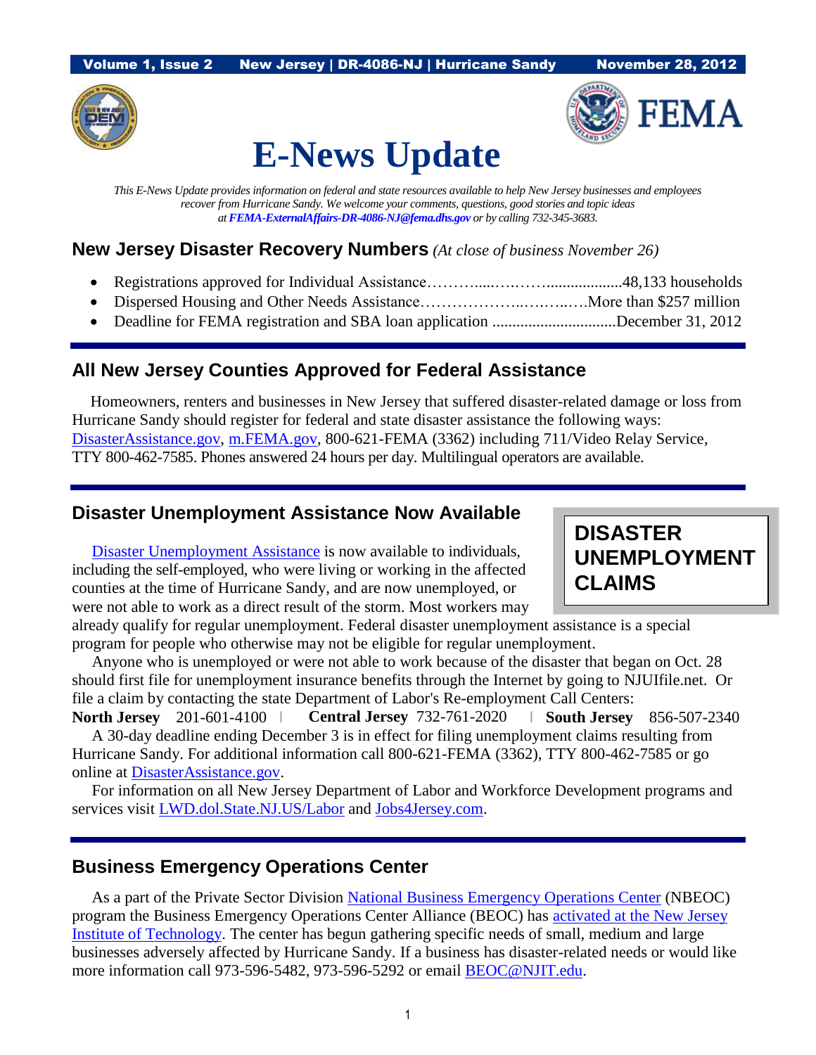**Volume 1, Issue 2 New Jersey | DR-4086-NJ | Hurricane Sandy November 28, 2012**

# E-News Update

*This E-News Update provides information on federal and state resources available to help New Jersey businesses and employees recover from Hurricane Sandy. We welcome your comments, questions, good stories and topic ideas at **FEMA-ExternalAffairs-DR-4086-NJ@fema.dhs.gov** or by calling 732-345-3683.*

## New Jersey Disaster Recovery Numbers *(At close of business November 26)*

- Registrations approved for Individual Assistance……….....….….…...................48,133 households
- Dispersed Housing and Other Needs Assistance………………..…..…..….More than $257 million
- Deadline for FEMA registration and SBA loan application ...............................December 31, 2012

## All New Jersey Counties Approved for Federal Assistance

Homeowners, renters and businesses in New Jersey that suffered disaster-related damage or loss from Hurricane Sandy should register for federal and state disaster assistance the following ways: DisasterAssistance.gov, m.FEMA.gov, 800-621-FEMA (3362) including 711/Video Relay Service, TTY 800-462-7585. Phones answered 24 hours per day. Multilingual operators are available.

## Disaster Unemployment Assistance Now Available

**DISASTER UNEMPLOYMENT CLAIMS**

Disaster Unemployment Assistance is now available to individuals, including the self-employed, who were living or working in the affected counties at the time of Hurricane Sandy, and are now unemployed, or were not able to work as a direct result of the storm. Most workers may already qualify for regular unemployment. Federal disaster unemployment assistance is a special program for people who otherwise may not be eligible for regular unemployment.

Anyone who is unemployed or were not able to work because of the disaster that began on Oct. 28 should first file for unemployment insurance benefits through the Internet by going to NJUIfile.net. Or file a claim by contacting the state Department of Labor's Re-employment Call Centers:

**North Jersey** 201-601-4100 | **Central Jersey** 732-761-2020 | **South Jersey** 856-507-2340

A 30-day deadline ending December 3 is in effect for filing unemployment claims resulting from Hurricane Sandy. For additional information call 800-621-FEMA (3362), TTY 800-462-7585 or go online at DisasterAssistance.gov.

For information on all New Jersey Department of Labor and Workforce Development programs and services visit LWD.dol.State.NJ.US/Labor and Jobs4Jersey.com.

## Business Emergency Operations Center

As a part of the Private Sector Division National Business Emergency Operations Center (NBEOC) program the Business Emergency Operations Center Alliance (BEOC) has activated at the New Jersey Institute of Technology. The center has begun gathering specific needs of small, medium and large businesses adversely affected by Hurricane Sandy. If a business has disaster-related needs or would like more information call 973-596-5482, 973-596-5292 or email BEOC@NJIT.edu.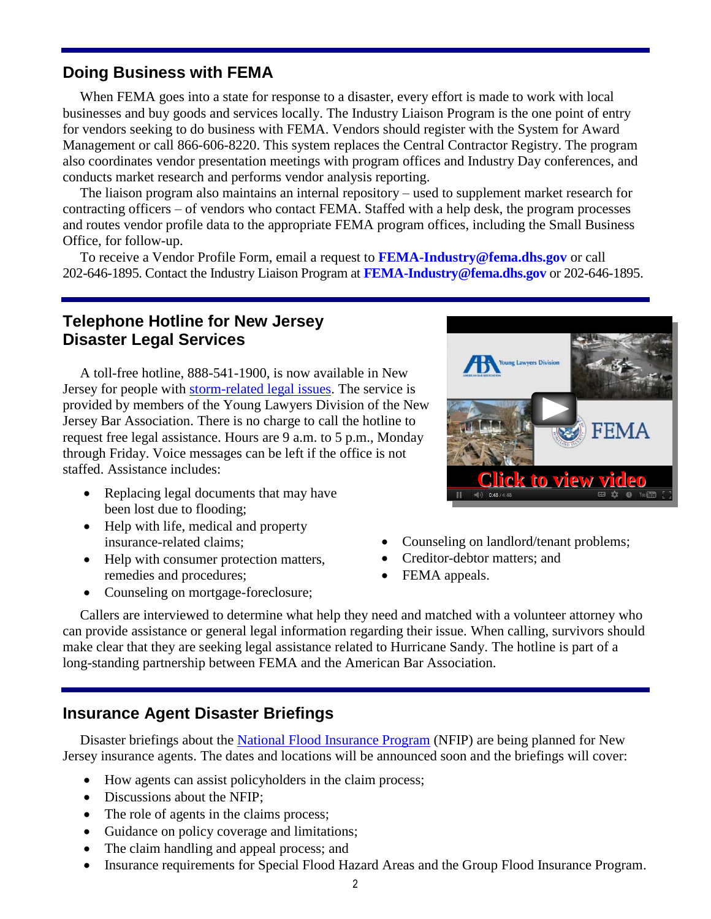## Doing Business with FEMA

When FEMA goes into a state for response to a disaster, every effort is made to work with local businesses and buy goods and services locally. The Industry Liaison Program is the one point of entry for vendors seeking to do business with FEMA. Vendors should register with the System for Award Management or call 866-606-8220. This system replaces the Central Contractor Registry. The program also coordinates vendor presentation meetings with program offices and Industry Day conferences, and conducts market research and performs vendor analysis reporting.

The liaison program also maintains an internal repository – used to supplement market research for contracting officers – of vendors who contact FEMA. Staffed with a help desk, the program processes and routes vendor profile data to the appropriate FEMA program offices, including the Small Business Office, for follow-up.

To receive a Vendor Profile Form, email a request to **FEMA-Industry@fema.dhs.gov** or call 202-646-1895. Contact the Industry Liaison Program at **FEMA-Industry@fema.dhs.gov** or 202-646-1895.

## Telephone Hotline for New Jersey Disaster Legal Services

A toll-free hotline, 888-541-1900, is now available in New Jersey for people with storm-related legal issues. The service is provided by members of the Young Lawyers Division of the New Jersey Bar Association. There is no charge to call the hotline to request free legal assistance. Hours are 9 a.m. to 5 p.m., Monday through Friday. Voice messages can be left if the office is not staffed. Assistance includes:

- Replacing legal documents that may have been lost due to flooding;
- Help with life, medical and property insurance-related claims;
- Help with consumer protection matters, remedies and procedures;
- Counseling on mortgage-foreclosure;
- Counseling on landlord/tenant problems;
- Creditor-debtor matters; and
- FEMA appeals.

Click to view video

Callers are interviewed to determine what help they need and matched with a volunteer attorney who can provide assistance or general legal information regarding their issue. When calling, survivors should make clear that they are seeking legal assistance related to Hurricane Sandy. The hotline is part of a long-standing partnership between FEMA and the American Bar Association.

## Insurance Agent Disaster Briefings

Disaster briefings about the National Flood Insurance Program (NFIP) are being planned for New Jersey insurance agents. The dates and locations will be announced soon and the briefings will cover:

- How agents can assist policyholders in the claim process;
- Discussions about the NFIP;
- The role of agents in the claims process;
- Guidance on policy coverage and limitations;
- The claim handling and appeal process; and
- Insurance requirements for Special Flood Hazard Areas and the Group Flood Insurance Program.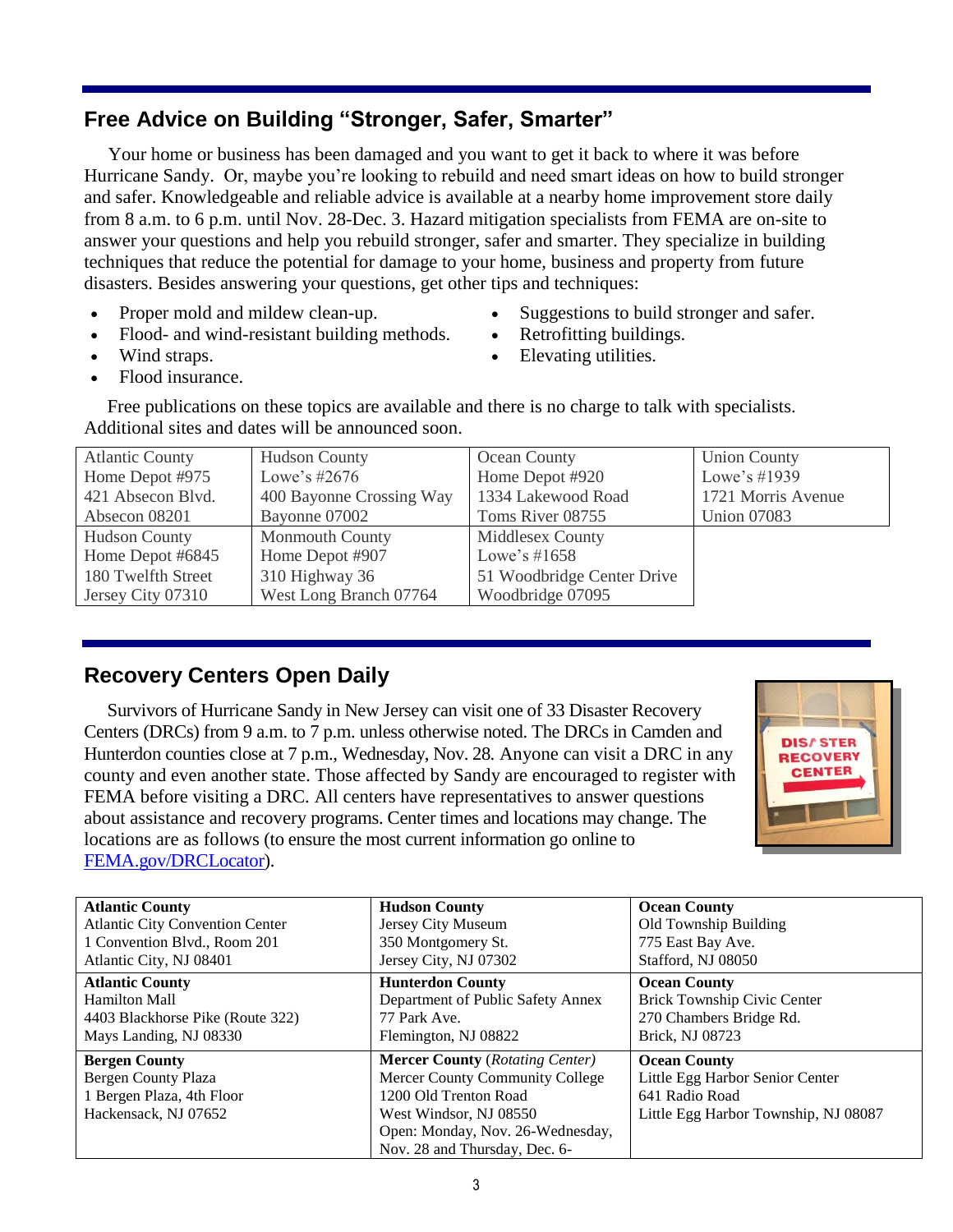## Free Advice on Building "Stronger, Safer, Smarter"

Your home or business has been damaged and you want to get it back to where it was before Hurricane Sandy. Or, maybe you're looking to rebuild and need smart ideas on how to build stronger and safer. Knowledgeable and reliable advice is available at a nearby home improvement store daily from 8 a.m. to 6 p.m. until Nov. 28-Dec. 3. Hazard mitigation specialists from FEMA are on-site to answer your questions and help you rebuild stronger, safer and smarter. They specialize in building techniques that reduce the potential for damage to your home, business and property from future disasters. Besides answering your questions, get other tips and techniques:

- Proper mold and mildew clean-up.
- Flood- and wind-resistant building methods.
- Wind straps.
- Flood insurance.
- Suggestions to build stronger and safer.
- Retrofitting buildings.
- Elevating utilities.

Free publications on these topics are available and there is no charge to talk with specialists. Additional sites and dates will be announced soon.

| | | | |
|---|---|---|---|
| Atlantic County<br>Home Depot #975<br>421 Absecon Blvd.<br>Absecon 08201 | Hudson County<br>Lowe's #2676<br>400 Bayonne Crossing Way<br>Bayonne 07002 | Ocean County<br>Home Depot #920<br>1334 Lakewood Road<br>Toms River 08755 | Union County<br>Lowe's #1939<br>1721 Morris Avenue<br>Union 07083 |
| Hudson County<br>Home Depot #6845<br>180 Twelfth Street<br>Jersey City 07310 | Monmouth County<br>Home Depot #907<br>310 Highway 36<br>West Long Branch 07764 | Middlesex County<br>Lowe's #1658<br>51 Woodbridge Center Drive<br>Woodbridge 07095 | |

## Recovery Centers Open Daily

Survivors of Hurricane Sandy in New Jersey can visit one of 33 Disaster Recovery Centers (DRCs) from 9 a.m. to 7 p.m. unless otherwise noted. The DRCs in Camden and Hunterdon counties close at 7 p.m., Wednesday, Nov. 28. Anyone can visit a DRC in any county and even another state. Those affected by Sandy are encouraged to register with FEMA before visiting a DRC. All centers have representatives to answer questions about assistance and recovery programs. Center times and locations may change. The locations are as follows (to ensure the most current information go online to FEMA.gov/DRCLocator).

| | | |
|---|---|---|
| **Atlantic County**<br>Atlantic City Convention Center<br>1 Convention Blvd., Room 201<br>Atlantic City, NJ 08401 | **Hudson County**<br>Jersey City Museum<br>350 Montgomery St.<br>Jersey City, NJ 07302 | **Ocean County**<br>Old Township Building<br>775 East Bay Ave.<br>Stafford, NJ 08050 |
| **Atlantic County**<br>Hamilton Mall<br>4403 Blackhorse Pike (Route 322)<br>Mays Landing, NJ 08330 | **Hunterdon County**<br>Department of Public Safety Annex<br>77 Park Ave.<br>Flemington, NJ 08822 | **Ocean County**<br>Brick Township Civic Center<br>270 Chambers Bridge Rd.<br>Brick, NJ 08723 |
| **Bergen County**<br>Bergen County Plaza<br>1 Bergen Plaza, 4th Floor<br>Hackensack, NJ 07652 | **Mercer County** *(Rotating Center)*<br>Mercer County Community College<br>1200 Old Trenton Road<br>West Windsor, NJ 08550<br>Open: Monday, Nov. 26-Wednesday, Nov. 28 and Thursday, Dec. 6- | **Ocean County**<br>Little Egg Harbor Senior Center<br>641 Radio Road<br>Little Egg Harbor Township, NJ 08087 |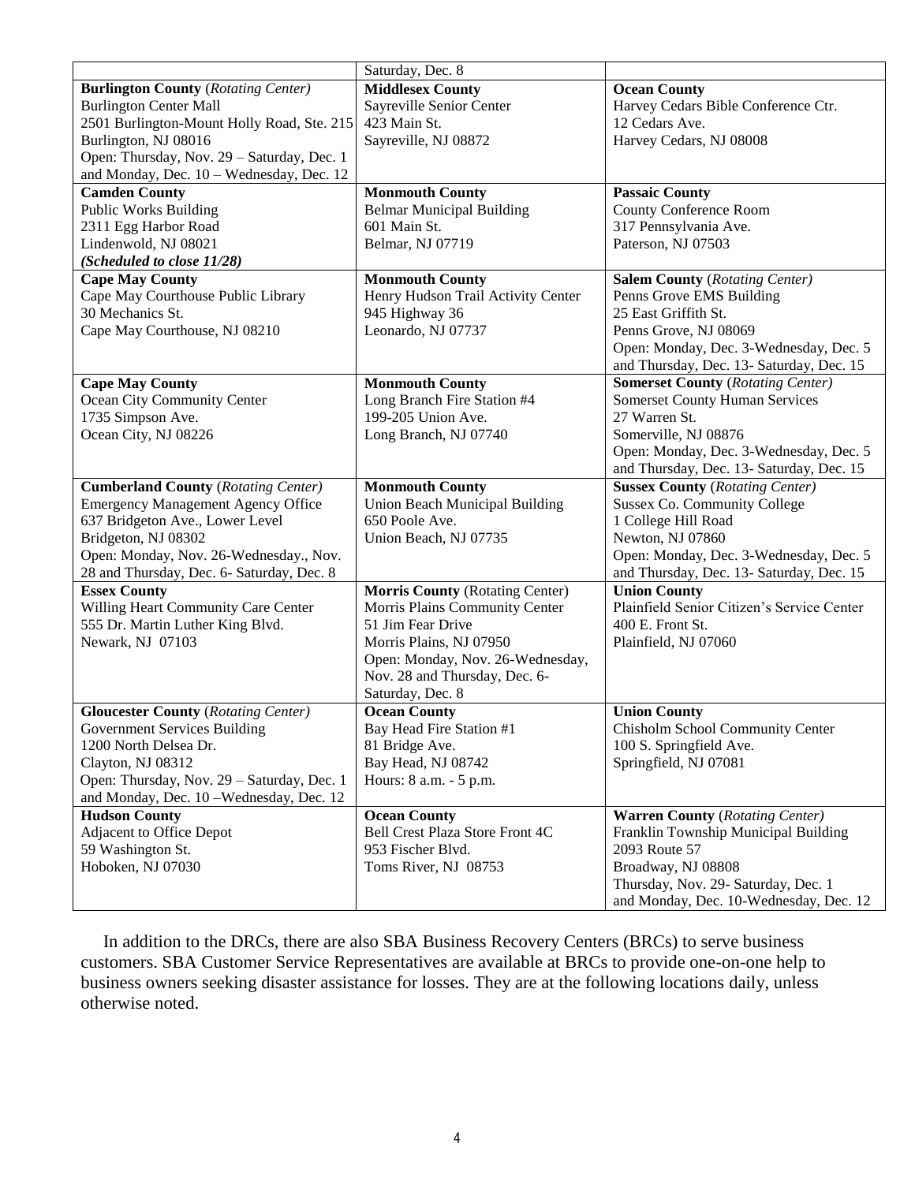| | | |
|---|---|---|
| | Saturday, Dec. 8 | |
| **Burlington County** (*Rotating Center*)<br>Burlington Center Mall<br>2501 Burlington-Mount Holly Road, Ste. 215<br>Burlington, NJ 08016<br>Open: Thursday, Nov. 29 – Saturday, Dec. 1 and Monday, Dec. 10 – Wednesday, Dec. 12 | **Middlesex County**<br>Sayreville Senior Center<br>423 Main St.<br>Sayreville, NJ 08872 | **Ocean County**<br>Harvey Cedars Bible Conference Ctr.<br>12 Cedars Ave.<br>Harvey Cedars, NJ 08008 |
| **Camden County**<br>Public Works Building<br>2311 Egg Harbor Road<br>Lindenwold, NJ 08021<br>***(Scheduled to close 11/28)*** | **Monmouth County**<br>Belmar Municipal Building<br>601 Main St.<br>Belmar, NJ 07719 | **Passaic County**<br>County Conference Room<br>317 Pennsylvania Ave.<br>Paterson, NJ 07503 |
| **Cape May County**<br>Cape May Courthouse Public Library<br>30 Mechanics St.<br>Cape May Courthouse, NJ 08210 | **Monmouth County**<br>Henry Hudson Trail Activity Center<br>945 Highway 36<br>Leonardo, NJ 07737 | **Salem County** (*Rotating Center*)<br>Penns Grove EMS Building<br>25 East Griffith St.<br>Penns Grove, NJ 08069<br>Open: Monday, Dec. 3-Wednesday, Dec. 5 and Thursday, Dec. 13- Saturday, Dec. 15 |
| **Cape May County**<br>Ocean City Community Center<br>1735 Simpson Ave.<br>Ocean City, NJ 08226 | **Monmouth County**<br>Long Branch Fire Station #4<br>199-205 Union Ave.<br>Long Branch, NJ 07740 | **Somerset County** (*Rotating Center*)<br>Somerset County Human Services<br>27 Warren St.<br>Somerville, NJ 08876<br>Open: Monday, Dec. 3-Wednesday, Dec. 5 and Thursday, Dec. 13- Saturday, Dec. 15 |
| **Cumberland County** (*Rotating Center*)<br>Emergency Management Agency Office<br>637 Bridgeton Ave., Lower Level<br>Bridgeton, NJ 08302<br>Open: Monday, Nov. 26-Wednesday., Nov. 28 and Thursday, Dec. 6- Saturday, Dec. 8 | **Monmouth County**<br>Union Beach Municipal Building<br>650 Poole Ave.<br>Union Beach, NJ 07735 | **Sussex County** (*Rotating Center*)<br>Sussex Co. Community College<br>1 College Hill Road<br>Newton, NJ 07860<br>Open: Monday, Dec. 3-Wednesday, Dec. 5 and Thursday, Dec. 13- Saturday, Dec. 15 |
| **Essex County**<br>Willing Heart Community Care Center<br>555 Dr. Martin Luther King Blvd.<br>Newark, NJ 07103 | **Morris County** (Rotating Center)<br>Morris Plains Community Center<br>51 Jim Fear Drive<br>Morris Plains, NJ 07950<br>Open: Monday, Nov. 26-Wednesday, Nov. 28 and Thursday, Dec. 6- Saturday, Dec. 8 | **Union County**<br>Plainfield Senior Citizen's Service Center<br>400 E. Front St.<br>Plainfield, NJ 07060 |
| **Gloucester County** (*Rotating Center*)<br>Government Services Building<br>1200 North Delsea Dr.<br>Clayton, NJ 08312<br>Open: Thursday, Nov. 29 – Saturday, Dec. 1 and Monday, Dec. 10 –Wednesday, Dec. 12 | **Ocean County**<br>Bay Head Fire Station #1<br>81 Bridge Ave.<br>Bay Head, NJ 08742<br>Hours: 8 a.m. - 5 p.m. | **Union County**<br>Chisholm School Community Center<br>100 S. Springfield Ave.<br>Springfield, NJ 07081 |
| **Hudson County**<br>Adjacent to Office Depot<br>59 Washington St.<br>Hoboken, NJ 07030 | **Ocean County**<br>Bell Crest Plaza Store Front 4C<br>953 Fischer Blvd.<br>Toms River, NJ 08753 | **Warren County** (*Rotating Center*)<br>Franklin Township Municipal Building<br>2093 Route 57<br>Broadway, NJ 08808<br>Thursday, Nov. 29- Saturday, Dec. 1 and Monday, Dec. 10-Wednesday, Dec. 12 |

In addition to the DRCs, there are also SBA Business Recovery Centers (BRCs) to serve business customers. SBA Customer Service Representatives are available at BRCs to provide one-on-one help to business owners seeking disaster assistance for losses. They are at the following locations daily, unless otherwise noted.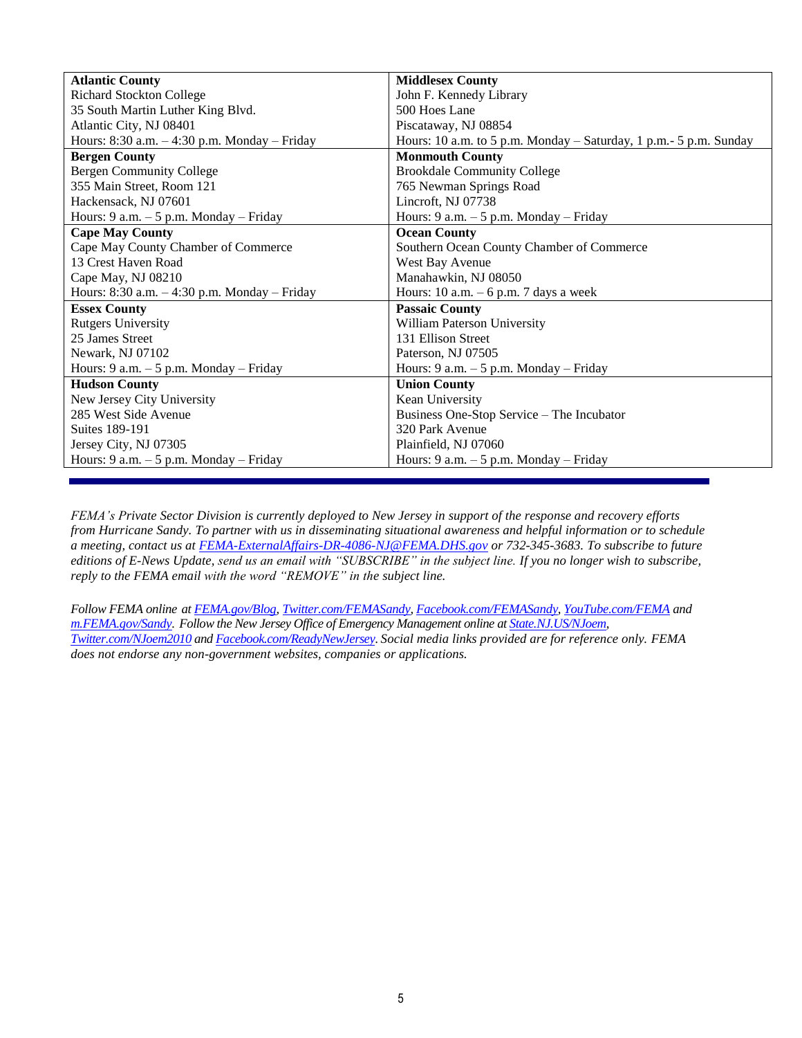| | |
|---|---|
| **Atlantic County**<br>Richard Stockton College<br>35 South Martin Luther King Blvd.<br>Atlantic City, NJ 08401<br>Hours: 8:30 a.m. – 4:30 p.m. Monday – Friday | **Middlesex County**<br>John F. Kennedy Library<br>500 Hoes Lane<br>Piscataway, NJ 08854<br>Hours: 10 a.m. to 5 p.m. Monday – Saturday, 1 p.m.- 5 p.m. Sunday |
| **Bergen County**<br>Bergen Community College<br>355 Main Street, Room 121<br>Hackensack, NJ 07601<br>Hours: 9 a.m. – 5 p.m. Monday – Friday | **Monmouth County**<br>Brookdale Community College<br>765 Newman Springs Road<br>Lincroft, NJ 07738<br>Hours: 9 a.m. – 5 p.m. Monday – Friday |
| **Cape May County**<br>Cape May County Chamber of Commerce<br>13 Crest Haven Road<br>Cape May, NJ 08210<br>Hours: 8:30 a.m. – 4:30 p.m. Monday – Friday | **Ocean County**<br>Southern Ocean County Chamber of Commerce<br>West Bay Avenue<br>Manahawkin, NJ 08050<br>Hours: 10 a.m. – 6 p.m. 7 days a week |
| **Essex County**<br>Rutgers University<br>25 James Street<br>Newark, NJ 07102<br>Hours: 9 a.m. – 5 p.m. Monday – Friday | **Passaic County**<br>William Paterson University<br>131 Ellison Street<br>Paterson, NJ 07505<br>Hours: 9 a.m. – 5 p.m. Monday – Friday |
| **Hudson County**<br>New Jersey City University<br>285 West Side Avenue<br>Suites 189-191<br>Jersey City, NJ 07305<br>Hours: 9 a.m. – 5 p.m. Monday – Friday | **Union County**<br>Kean University<br>Business One-Stop Service – The Incubator<br>320 Park Avenue<br>Plainfield, NJ 07060<br>Hours: 9 a.m. – 5 p.m. Monday – Friday |

*FEMA's Private Sector Division is currently deployed to New Jersey in support of the response and recovery efforts from Hurricane Sandy. To partner with us in disseminating situational awareness and helpful information or to schedule a meeting, contact us at [FEMA-ExternalAffairs-DR-4086-NJ@FEMA.DHS.gov](mailto:FEMA-ExternalAffairs-DR-4086-NJ@FEMA.DHS.gov) or 732-345-3683. To subscribe to future editions of E-News Update, send us an email with "SUBSCRIBE" in the subject line. If you no longer wish to subscribe, reply to the FEMA email with the word "REMOVE" in the subject line.*

*Follow FEMA online at FEMA.gov/Blog, Twitter.com/FEMASandy, Facebook.com/FEMASandy, YouTube.com/FEMA and m.FEMA.gov/Sandy. Follow the New Jersey Office of Emergency Management online at State.NJ.US/NJoem, Twitter.com/NJoem2010 and Facebook.com/ReadyNewJersey. Social media links provided are for reference only. FEMA does not endorse any non-government websites, companies or applications.*